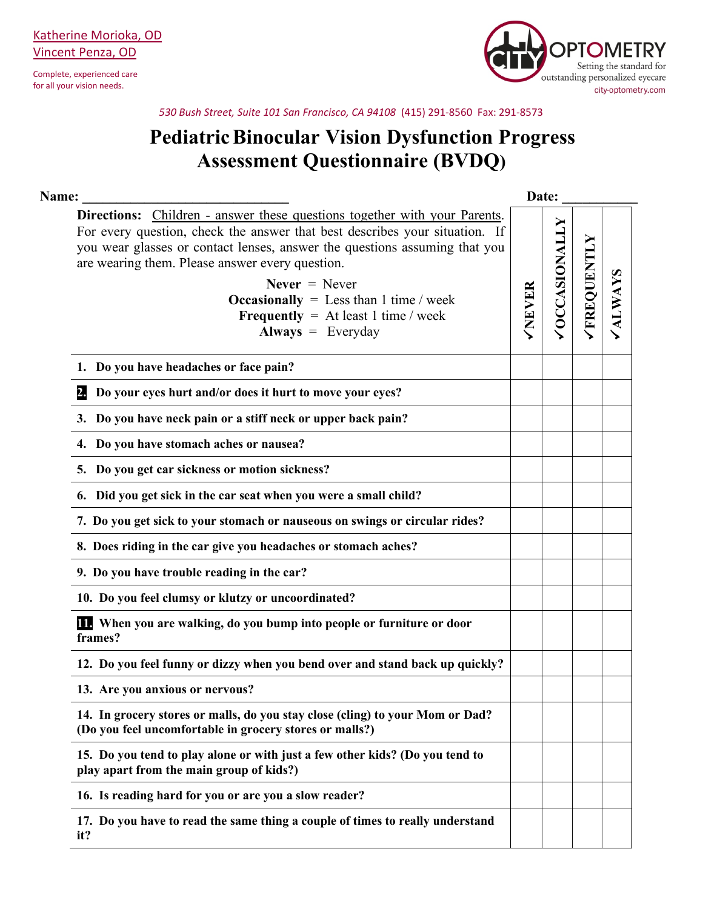Katherine Morioka, OD
Vincent Penza, OD

Complete, experienced care
for all your vision needs.

CITY OPTOMETRY
Setting the standard for
outstanding personalized eyecare
city-optometry.com

*530 Bush Street, Suite 101 San Francisco, CA 94108* (415) 291-8560 Fax: 291-8573

# Pediatric Binocular Vision Dysfunction Progress Assessment Questionnaire (BVDQ)

**Name:** ______________________________ **Date:** ___________

**Directions:** Children - answer these questions together with your Parents. For every question, check the answer that best describes your situation. If you wear glasses or contact lenses, answer the questions assuming that you are wearing them. Please answer every question.

**Never** = Never
**Occasionally** = Less than 1 time / week
**Frequently** = At least 1 time / week
**Always** = Everyday

| Question | ✓NEVER | ✓OCCASIONALLY | ✓FREQUENTLY | ✓ALWAYS |
|---|---|---|---|---|
| **1. Do you have headaches or face pain?** | | | | |
| **2. Do your eyes hurt and/or does it hurt to move your eyes?** | | | | |
| **3. Do you have neck pain or a stiff neck or upper back pain?** | | | | |
| **4. Do you have stomach aches or nausea?** | | | | |
| **5. Do you get car sickness or motion sickness?** | | | | |
| **6. Did you get sick in the car seat when you were a small child?** | | | | |
| **7. Do you get sick to your stomach or nauseous on swings or circular rides?** | | | | |
| **8. Does riding in the car give you headaches or stomach aches?** | | | | |
| **9. Do you have trouble reading in the car?** | | | | |
| **10. Do you feel clumsy or klutzy or uncoordinated?** | | | | |
| **11. When you are walking, do you bump into people or furniture or door frames?** | | | | |
| **12. Do you feel funny or dizzy when you bend over and stand back up quickly?** | | | | |
| **13. Are you anxious or nervous?** | | | | |
| **14. In grocery stores or malls, do you stay close (cling) to your Mom or Dad? (Do you feel uncomfortable in grocery stores or malls?)** | | | | |
| **15. Do you tend to play alone or with just a few other kids? (Do you tend to play apart from the main group of kids?)** | | | | |
| **16. Is reading hard for you or are you a slow reader?** | | | | |
| **17. Do you have to read the same thing a couple of times to really understand it?** | | | | |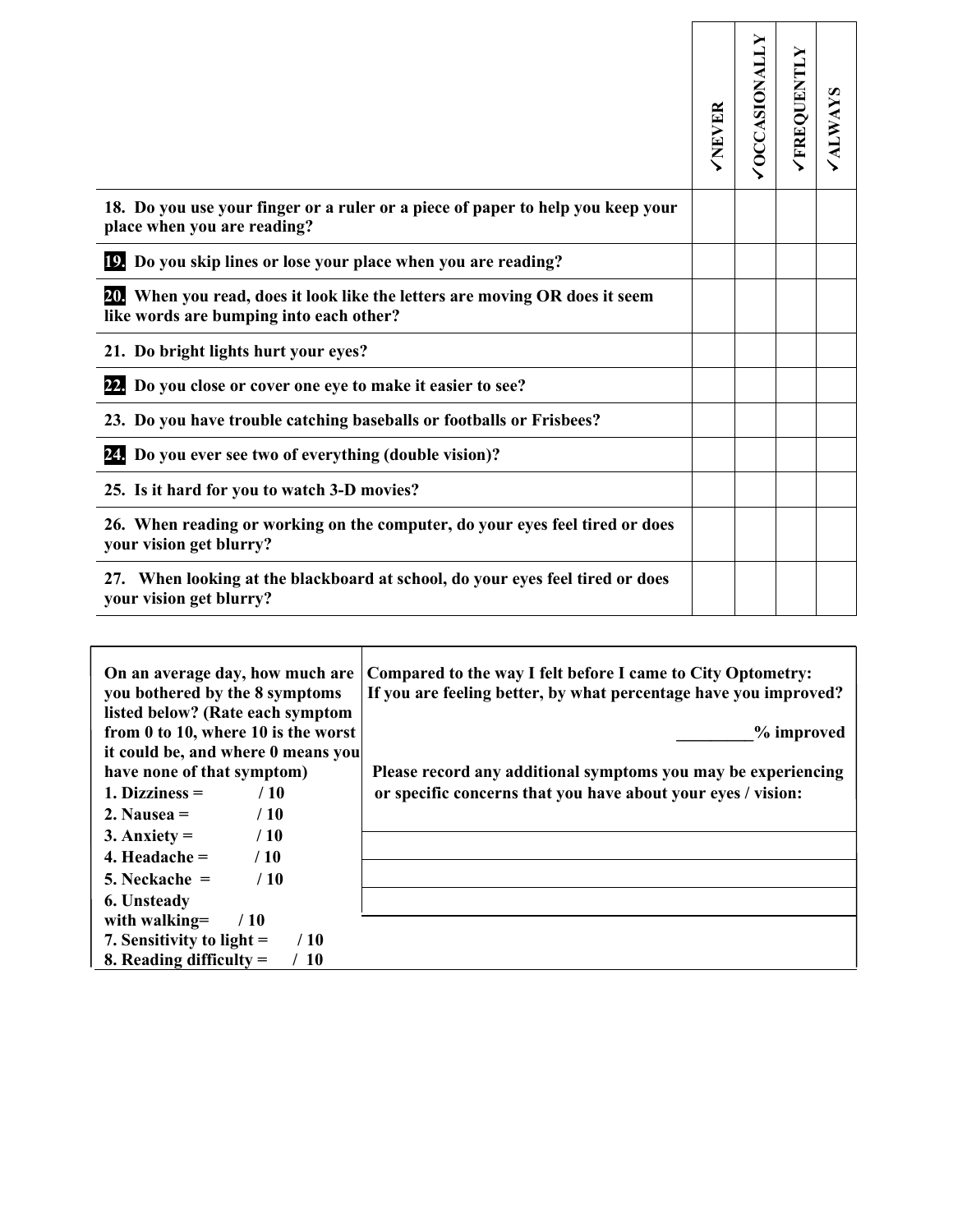| | ✓NEVER | ✓OCCASIONALLY | ✓FREQUENTLY | ✓ALWAYS |
|---|---|---|---|---|
| **18. Do you use your finger or a ruler or a piece of paper to help you keep your place when you are reading?** | | | | |
| **19. Do you skip lines or lose your place when you are reading?** | | | | |
| **20. When you read, does it look like the letters are moving OR does it seem like words are bumping into each other?** | | | | |
| **21. Do bright lights hurt your eyes?** | | | | |
| **22. Do you close or cover one eye to make it easier to see?** | | | | |
| **23. Do you have trouble catching baseballs or footballs or Frisbees?** | | | | |
| **24. Do you ever see two of everything (double vision)?** | | | | |
| **25. Is it hard for you to watch 3-D movies?** | | | | |
| **26. When reading or working on the computer, do your eyes feel tired or does your vision get blurry?** | | | | |
| **27. When looking at the blackboard at school, do your eyes feel tired or does your vision get blurry?** | | | | |

**On an average day, how much are you bothered by the 8 symptoms listed below? (Rate each symptom from 0 to 10, where 10 is the worst it could be, and where 0 means you have none of that symptom)**

**1. Dizziness = / 10**
**2. Nausea = / 10**
**3. Anxiety = / 10**
**4. Headache = / 10**
**5. Neckache = / 10**
**6. Unsteady with walking= / 10**
**7. Sensitivity to light = / 10**
**8. Reading difficulty = / 10**

**Compared to the way I felt before I came to City Optometry:**
**If you are feeling better, by what percentage have you improved?**

**_________% improved**

**Please record any additional symptoms you may be experiencing or specific concerns that you have about your eyes / vision:**

___________________________________________

___________________________________________

___________________________________________